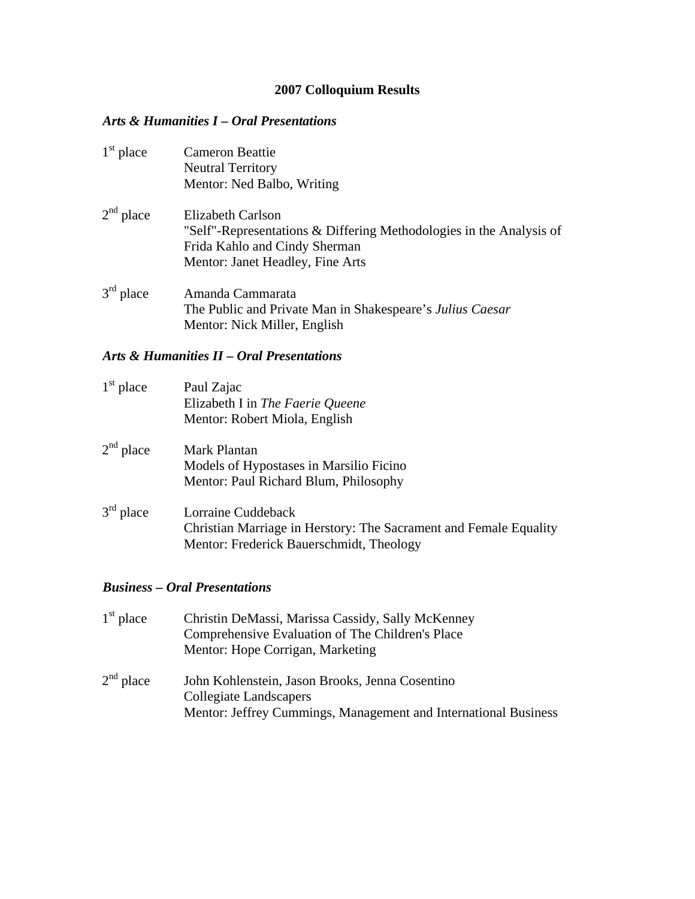# 2007 Colloquium Results

## *Arts & Humanities I – Oral Presentations*

1st place — Cameron Beattie
Neutral Territory
Mentor: Ned Balbo, Writing

2nd place — Elizabeth Carlson
"Self"-Representations & Differing Methodologies in the Analysis of Frida Kahlo and Cindy Sherman
Mentor: Janet Headley, Fine Arts

3rd place — Amanda Cammarata
The Public and Private Man in Shakespeare's *Julius Caesar*
Mentor: Nick Miller, English

## *Arts & Humanities II – Oral Presentations*

1st place — Paul Zajac
Elizabeth I in *The Faerie Queene*
Mentor: Robert Miola, English

2nd place — Mark Plantan
Models of Hypostases in Marsilio Ficino
Mentor: Paul Richard Blum, Philosophy

3rd place — Lorraine Cuddeback
Christian Marriage in Herstory: The Sacrament and Female Equality
Mentor: Frederick Bauerschmidt, Theology

## *Business – Oral Presentations*

1st place — Christin DeMassi, Marissa Cassidy, Sally McKenney
Comprehensive Evaluation of The Children's Place
Mentor: Hope Corrigan, Marketing

2nd place — John Kohlenstein, Jason Brooks, Jenna Cosentino
Collegiate Landscapers
Mentor: Jeffrey Cummings, Management and International Business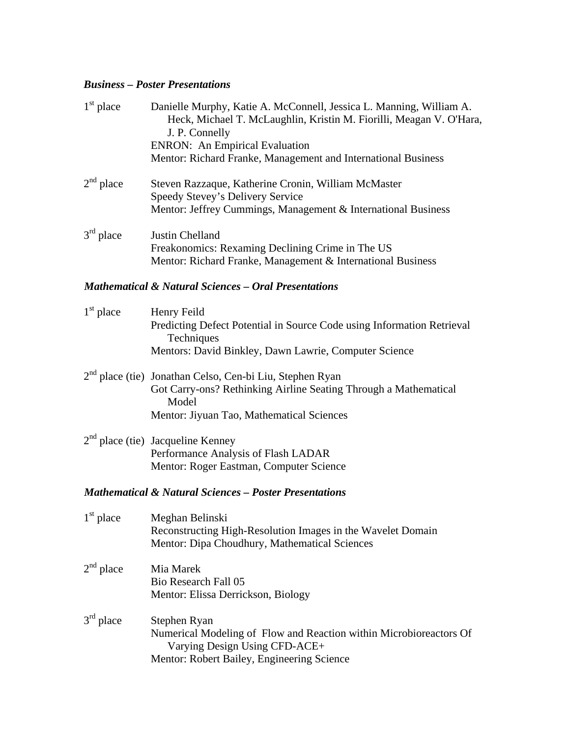### *Business – Poster Presentations*

1st place
Danielle Murphy, Katie A. McConnell, Jessica L. Manning, William A. Heck, Michael T. McLaughlin, Kristin M. Fiorilli, Meagan V. O'Hara, J. P. Connelly
ENRON: An Empirical Evaluation
Mentor: Richard Franke, Management and International Business

2nd place
Steven Razzaque, Katherine Cronin, William McMaster
Speedy Stevey's Delivery Service
Mentor: Jeffrey Cummings, Management & International Business

3rd place
Justin Chelland
Freakonomics: Rexaming Declining Crime in The US
Mentor: Richard Franke, Management & International Business

### *Mathematical & Natural Sciences – Oral Presentations*

1st place
Henry Feild
Predicting Defect Potential in Source Code using Information Retrieval Techniques
Mentors: David Binkley, Dawn Lawrie, Computer Science

2nd place (tie)
Jonathan Celso, Cen-bi Liu, Stephen Ryan
Got Carry-ons? Rethinking Airline Seating Through a Mathematical Model
Mentor: Jiyuan Tao, Mathematical Sciences

2nd place (tie)
Jacqueline Kenney
Performance Analysis of Flash LADAR
Mentor: Roger Eastman, Computer Science

### *Mathematical & Natural Sciences – Poster Presentations*

1st place
Meghan Belinski
Reconstructing High-Resolution Images in the Wavelet Domain
Mentor: Dipa Choudhury, Mathematical Sciences

2nd place
Mia Marek
Bio Research Fall 05
Mentor: Elissa Derrickson, Biology

3rd place
Stephen Ryan
Numerical Modeling of Flow and Reaction within Microbioreactors Of Varying Design Using CFD-ACE+
Mentor: Robert Bailey, Engineering Science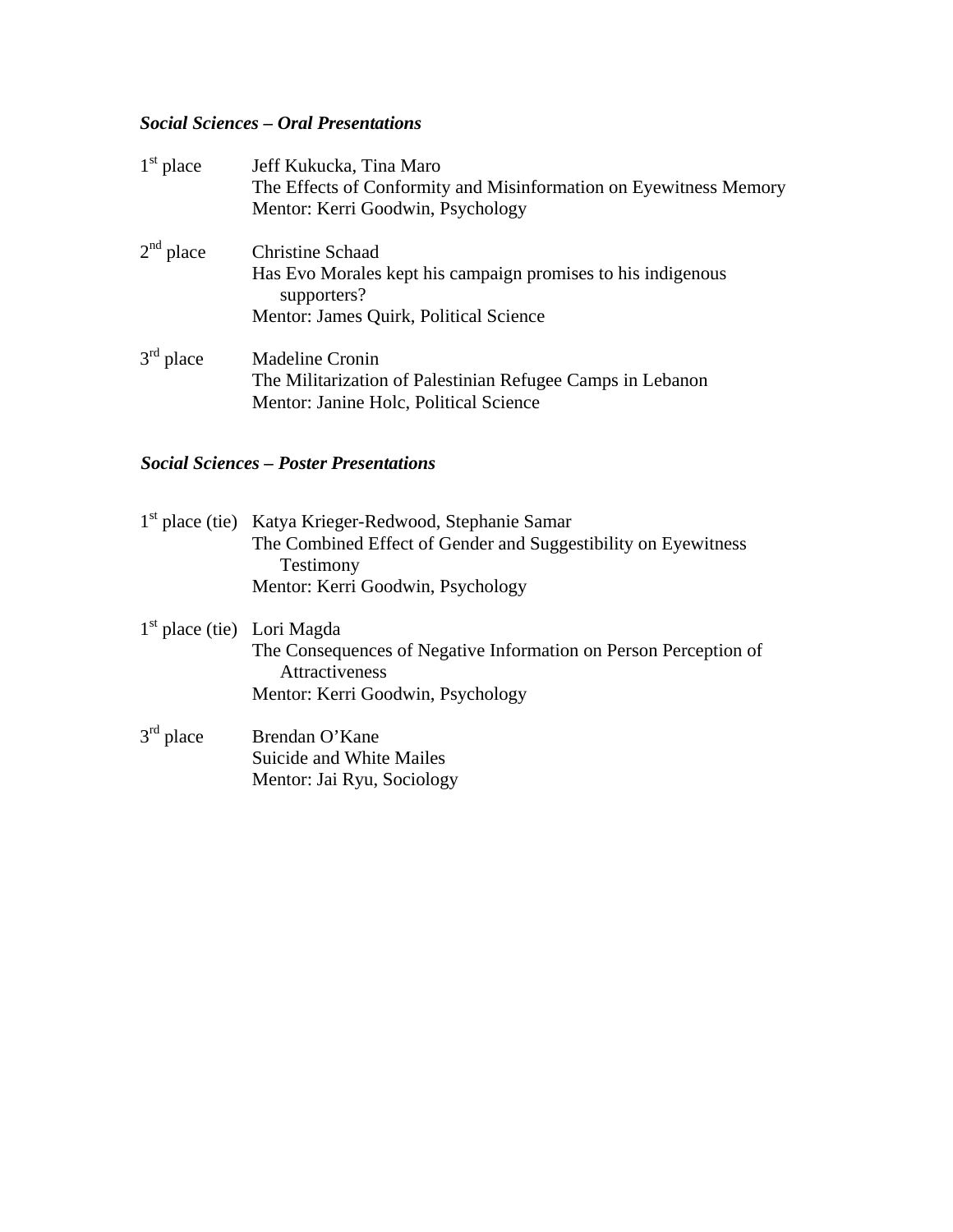***Social Sciences – Oral Presentations***

1st place Jeff Kukucka, Tina Maro
The Effects of Conformity and Misinformation on Eyewitness Memory
Mentor: Kerri Goodwin, Psychology

2nd place Christine Schaad
Has Evo Morales kept his campaign promises to his indigenous supporters?
Mentor: James Quirk, Political Science

3rd place Madeline Cronin
The Militarization of Palestinian Refugee Camps in Lebanon
Mentor: Janine Holc, Political Science

***Social Sciences – Poster Presentations***

1st place (tie) Katya Krieger-Redwood, Stephanie Samar
The Combined Effect of Gender and Suggestibility on Eyewitness Testimony
Mentor: Kerri Goodwin, Psychology

1st place (tie) Lori Magda
The Consequences of Negative Information on Person Perception of Attractiveness
Mentor: Kerri Goodwin, Psychology

3rd place Brendan O'Kane
Suicide and White Mailes
Mentor: Jai Ryu, Sociology